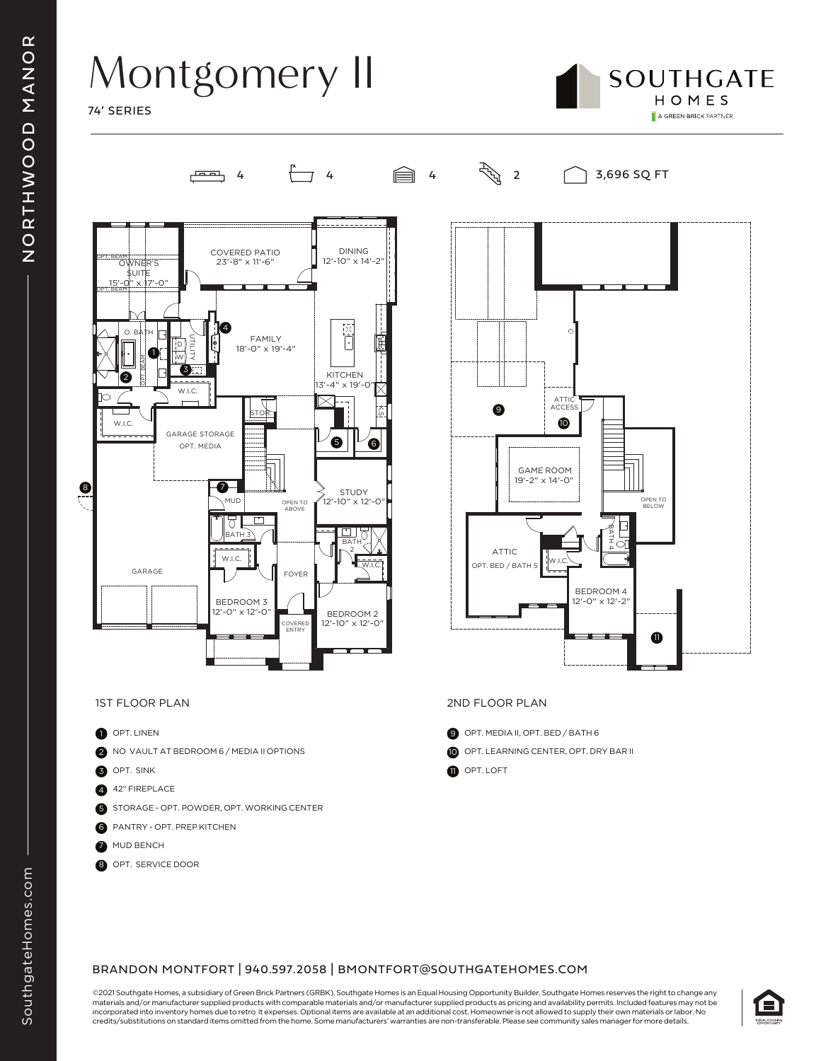# Montgomery II

74' SERIES

SOUTHGATE HOMES
A GREEN BRICK PARTNER

4 | 4 | 4 | 2 | 3,696 SQ FT

COVERED PATIO 23'-8" x 11'-6"

DINING 12'-10" x 14'-2"

OWNER'S SUITE 15'-0" x 17'-0"

OPT. BEAM

O. BATH

UTILITY

FAMILY 18'-0" x 19'-4"

KITCHEN 13'-4" x 19'-0"

W.I.C.

STOR.

GARAGE STORAGE OPT. MEDIA

MUD

OPEN TO ABOVE

STUDY 12'-10" x 12'-0"

BATH 3

BATH 2

GARAGE

FOYER

BEDROOM 3 12'-0" x 12'-0"

COVERED ENTRY

BEDROOM 2 12'-10" x 12'-0"

ATTIC ACCESS

GAME ROOM 19'-2" x 14'-0"

OPEN TO BELOW

ATTIC OPT. BED / BATH 5

BATH 4

BEDROOM 4 12'-0" x 12'-2"

1ST FLOOR PLAN

1. OPT. LINEN
2. NO VAULT AT BEDROOM 6 / MEDIA II OPTIONS
3. OPT. SINK
4. 42" FIREPLACE
5. STORAGE - OPT. POWDER, OPT. WORKING CENTER
6. PANTRY - OPT. PREP KITCHEN
7. MUD BENCH
8. OPT. SERVICE DOOR

2ND FLOOR PLAN

9. OPT. MEDIA II, OPT. BED / BATH 6
10. OPT. LEARNING CENTER, OPT. DRY BAR II
11. OPT. LOFT

BRANDON MONTFORT | 940.597.2058 | BMONTFORT@SOUTHGATEHOMES.COM

©2021 Southgate Homes, a subsidiary of Green Brick Partners (GRBK). Southgate Homes is an Equal Housing Opportunity Builder. Southgate Homes reserves the right to change any materials and/or manufacturer supplied products with comparable materials and/or manufacturer supplied products as pricing and availability permits. Included features may not be incorporated into inventory homes due to retro it expenses. Optional items are available at an additional cost. Homeowner is not allowed to supply their own materials or labor. No credits/substitutions on standard items omitted from the home. Some manufacturers' warranties are non-transferable. Please see community sales manager for more details.

NORTHWOOD MANOR

SouthgateHomes.com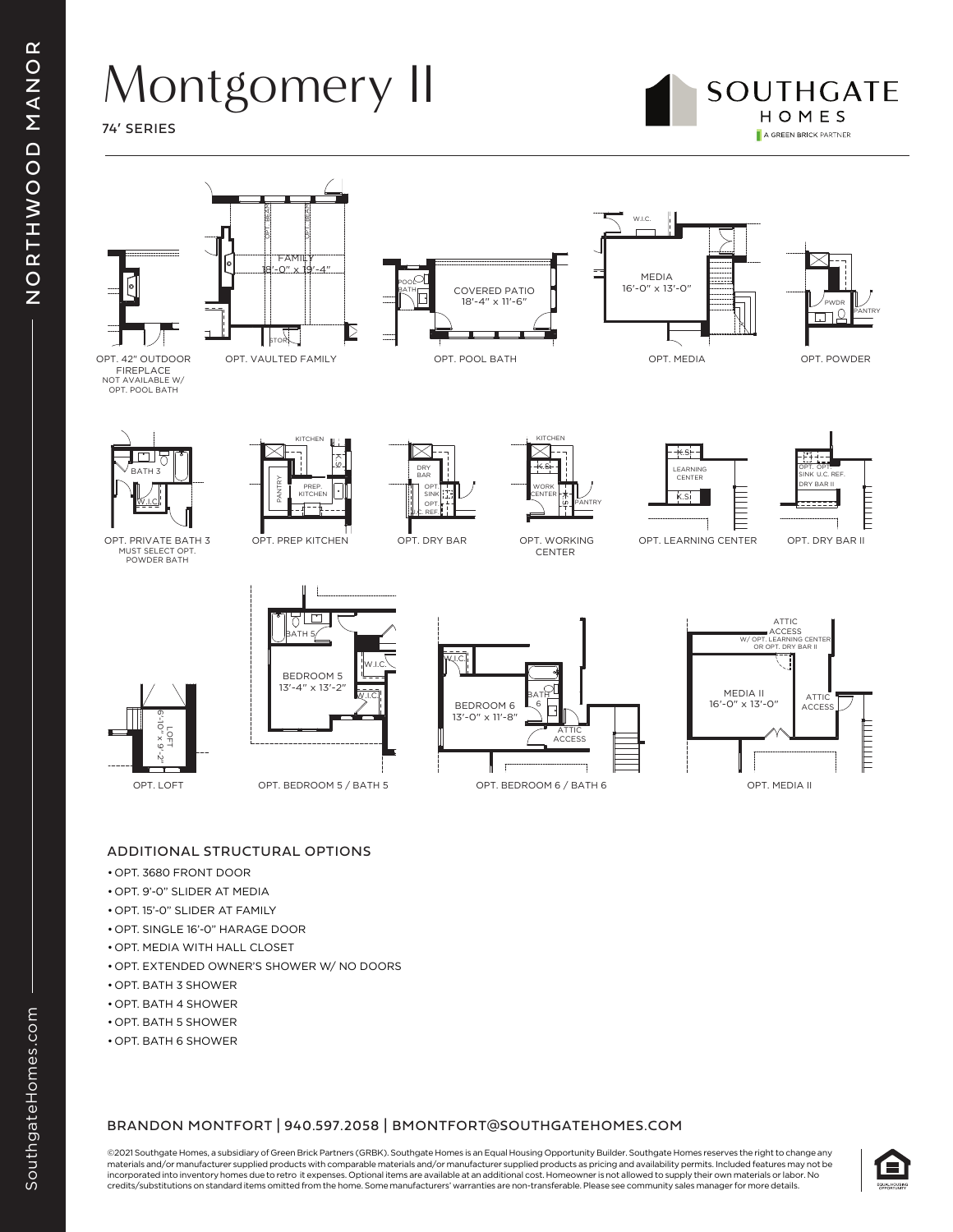# Montgomery II

74' SERIES

SOUTHGATE HOMES
A GREEN BRICK PARTNER

NORTHWOOD MANOR

FAMILY
18'-0" x 19'-4"

COVERED PATIO
18'-4" x 11'-6"

MEDIA
16'-0" x 13'-0"

OPT. 42" OUTDOOR FIREPLACE
NOT AVAILABLE W/ OPT. POOL BATH

OPT. VAULTED FAMILY

OPT. POOL BATH

OPT. MEDIA

OPT. POWDER

OPT. PRIVATE BATH 3
MUST SELECT OPT. POWDER BATH

OPT. PREP KITCHEN

OPT. DRY BAR

OPT. WORKING CENTER

OPT. LEARNING CENTER

OPT. DRY BAR II

LOFT
6'-10" x 9'-2"

BEDROOM 5
13'-4" x 13'-2"

BEDROOM 6
13'-0" x 11'-8"

ATTIC ACCESS
W/ OPT. LEARNING CENTER OR OPT. DRY BAR II

MEDIA II
16'-0" x 13'-0"

OPT. LOFT

OPT. BEDROOM 5 / BATH 5

OPT. BEDROOM 6 / BATH 6

OPT. MEDIA II

## ADDITIONAL STRUCTURAL OPTIONS

- OPT. 3680 FRONT DOOR
- OPT. 9'-0" SLIDER AT MEDIA
- OPT. 15'-0" SLIDER AT FAMILY
- OPT. SINGLE 16'-0" HARAGE DOOR
- OPT. MEDIA WITH HALL CLOSET
- OPT. EXTENDED OWNER'S SHOWER W/ NO DOORS
- OPT. BATH 3 SHOWER
- OPT. BATH 4 SHOWER
- OPT. BATH 5 SHOWER
- OPT. BATH 6 SHOWER

BRANDON MONTFORT | 940.597.2058 | BMONTFORT@SOUTHGATEHOMES.COM

©2021 Southgate Homes, a subsidiary of Green Brick Partners (GRBK). Southgate Homes is an Equal Housing Opportunity Builder. Southgate Homes reserves the right to change any materials and/or manufacturer supplied products with comparable materials and/or manufacturer supplied products as pricing and availability permits. Included features may not be incorporated into inventory homes due to retro it expenses. Optional items are available at an additional cost. Homeowner is not allowed to supply their own materials or labor. No credits/substitutions on standard items omitted from the home. Some manufacturers' warranties are non-transferable. Please see community sales manager for more details.

SouthgateHomes.com